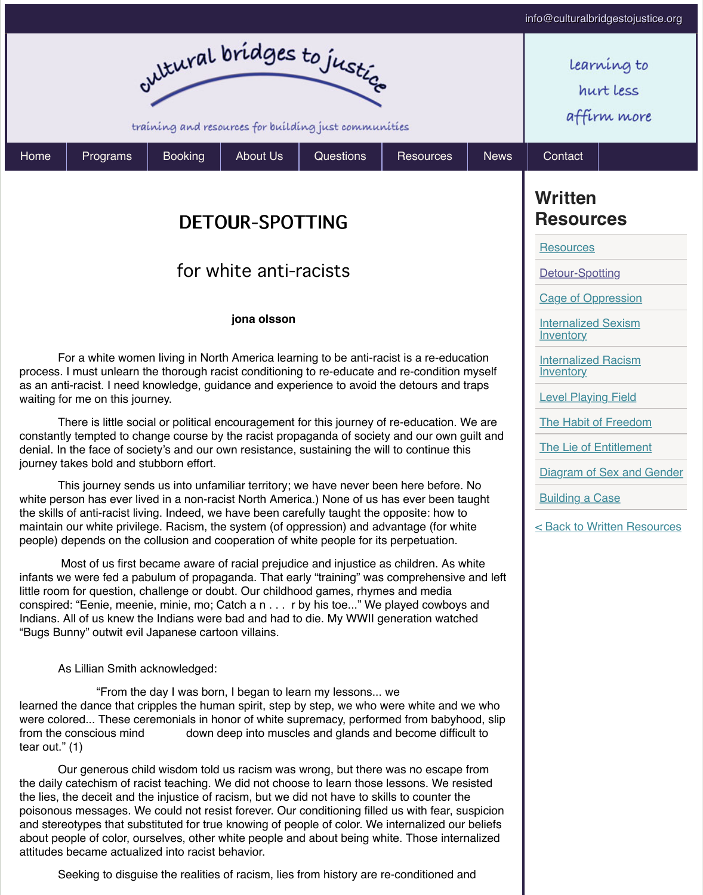info@culturalbridgestojustice.org

cultural bridges to justice

training and resources for building just communities

learning to hurt less affirm more

Home | Programs | Booking | About Us | Questions | Resources | News | Contact

# DETOUR-SPOTTING

## for white anti-racists

**jona olsson**

For a white women living in North America learning to be anti-racist is a re-education process. I must unlearn the thorough racist conditioning to re-educate and re-condition myself as an anti-racist. I need knowledge, guidance and experience to avoid the detours and traps waiting for me on this journey.

There is little social or political encouragement for this journey of re-education. We are constantly tempted to change course by the racist propaganda of society and our own guilt and denial. In the face of society's and our own resistance, sustaining the will to continue this journey takes bold and stubborn effort.

This journey sends us into unfamiliar territory; we have never been here before. No white person has ever lived in a non-racist North America.) None of us has ever been taught the skills of anti-racist living. Indeed, we have been carefully taught the opposite: how to maintain our white privilege. Racism, the system (of oppression) and advantage (for white people) depends on the collusion and cooperation of white people for its perpetuation.

Most of us first became aware of racial prejudice and injustice as children. As white infants we were fed a pabulum of propaganda. That early "training" was comprehensive and left little room for question, challenge or doubt. Our childhood games, rhymes and media conspired: "Eenie, meenie, minie, mo; Catch a n . . . r by his toe..." We played cowboys and Indians. All of us knew the Indians were bad and had to die. My WWII generation watched "Bugs Bunny" outwit evil Japanese cartoon villains.

As Lillian Smith acknowledged:

> "From the day I was born, I began to learn my lessons... we learned the dance that cripples the human spirit, step by step, we who were white and we who were colored... These ceremonials in honor of white supremacy, performed from babyhood, slip from the conscious mind down deep into muscles and glands and become difficult to tear out." (1)

Our generous child wisdom told us racism was wrong, but there was no escape from the daily catechism of racist teaching. We did not choose to learn those lessons. We resisted the lies, the deceit and the injustice of racism, but we did not have to skills to counter the poisonous messages. We could not resist forever. Our conditioning filled us with fear, suspicion and stereotypes that substituted for true knowing of people of color. We internalized our beliefs about people of color, ourselves, other white people and about being white. Those internalized attitudes became actualized into racist behavior.

Seeking to disguise the realities of racism, lies from history are re-conditioned and

## Written Resources

- Resources
- Detour-Spotting
- Cage of Oppression
- Internalized Sexism Inventory
- Internalized Racism Inventory
- Level Playing Field
- The Habit of Freedom
- The Lie of Entitlement
- Diagram of Sex and Gender
- Building a Case

< Back to Written Resources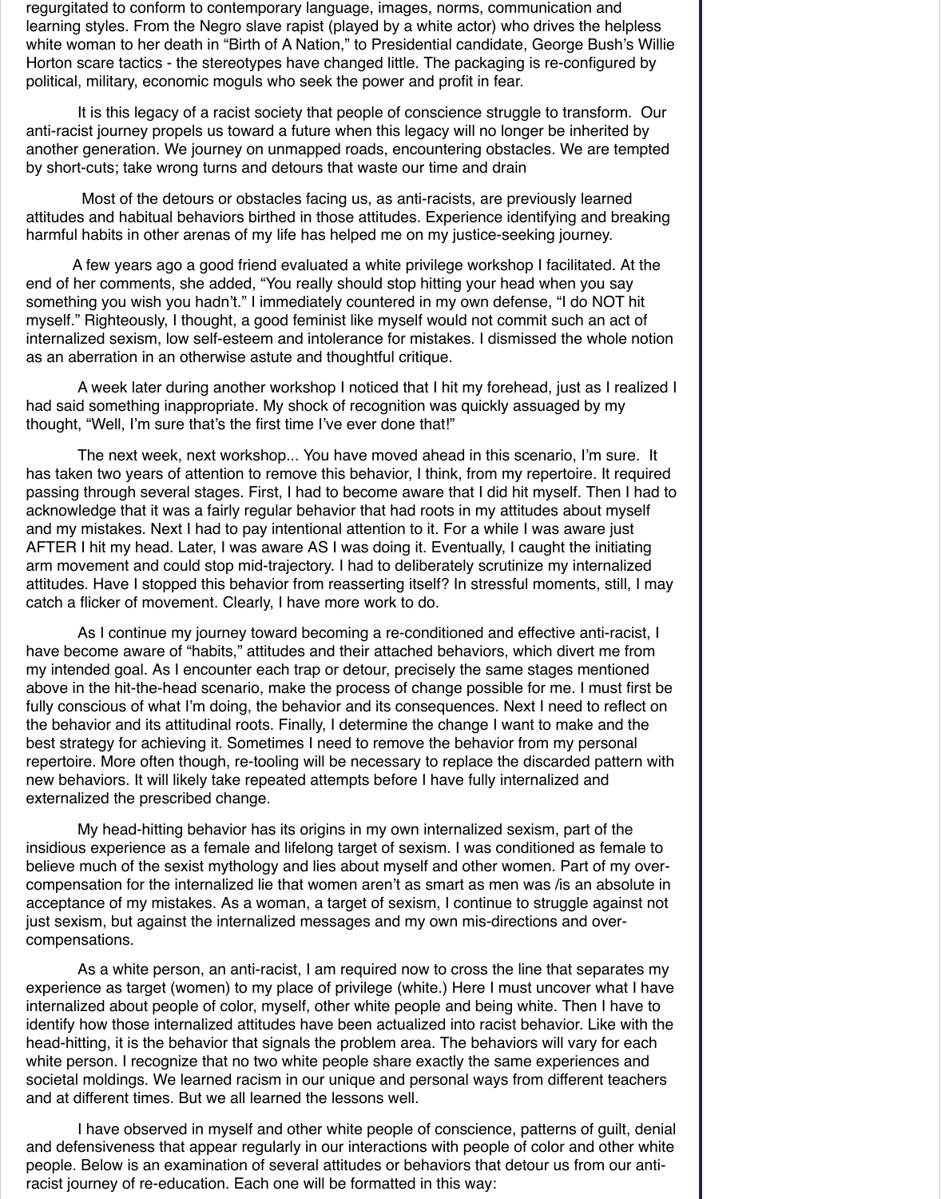regurgitated to conform to contemporary language, images, norms, communication and learning styles. From the Negro slave rapist (played by a white actor) who drives the helpless white woman to her death in "Birth of A Nation," to Presidential candidate, George Bush's Willie Horton scare tactics - the stereotypes have changed little. The packaging is re-configured by political, military, economic moguls who seek the power and profit in fear.

It is this legacy of a racist society that people of conscience struggle to transform. Our anti-racist journey propels us toward a future when this legacy will no longer be inherited by another generation. We journey on unmapped roads, encountering obstacles. We are tempted by short-cuts; take wrong turns and detours that waste our time and drain

Most of the detours or obstacles facing us, as anti-racists, are previously learned attitudes and habitual behaviors birthed in those attitudes. Experience identifying and breaking harmful habits in other arenas of my life has helped me on my justice-seeking journey.

A few years ago a good friend evaluated a white privilege workshop I facilitated. At the end of her comments, she added, "You really should stop hitting your head when you say something you wish you hadn't." I immediately countered in my own defense, "I do NOT hit myself." Righteously, I thought, a good feminist like myself would not commit such an act of internalized sexism, low self-esteem and intolerance for mistakes. I dismissed the whole notion as an aberration in an otherwise astute and thoughtful critique.

A week later during another workshop I noticed that I hit my forehead, just as I realized I had said something inappropriate. My shock of recognition was quickly assuaged by my thought, "Well, I'm sure that's the first time I've ever done that!"

The next week, next workshop... You have moved ahead in this scenario, I'm sure. It has taken two years of attention to remove this behavior, I think, from my repertoire. It required passing through several stages. First, I had to become aware that I did hit myself. Then I had to acknowledge that it was a fairly regular behavior that had roots in my attitudes about myself and my mistakes. Next I had to pay intentional attention to it. For a while I was aware just AFTER I hit my head. Later, I was aware AS I was doing it. Eventually, I caught the initiating arm movement and could stop mid-trajectory. I had to deliberately scrutinize my internalized attitudes. Have I stopped this behavior from reasserting itself? In stressful moments, still, I may catch a flicker of movement. Clearly, I have more work to do.

As I continue my journey toward becoming a re-conditioned and effective anti-racist, I have become aware of "habits," attitudes and their attached behaviors, which divert me from my intended goal. As I encounter each trap or detour, precisely the same stages mentioned above in the hit-the-head scenario, make the process of change possible for me. I must first be fully conscious of what I'm doing, the behavior and its consequences. Next I need to reflect on the behavior and its attitudinal roots. Finally, I determine the change I want to make and the best strategy for achieving it. Sometimes I need to remove the behavior from my personal repertoire. More often though, re-tooling will be necessary to replace the discarded pattern with new behaviors. It will likely take repeated attempts before I have fully internalized and externalized the prescribed change.

My head-hitting behavior has its origins in my own internalized sexism, part of the insidious experience as a female and lifelong target of sexism. I was conditioned as female to believe much of the sexist mythology and lies about myself and other women. Part of my over-compensation for the internalized lie that women aren't as smart as men was /is an absolute in acceptance of my mistakes. As a woman, a target of sexism, I continue to struggle against not just sexism, but against the internalized messages and my own mis-directions and over-compensations.

As a white person, an anti-racist, I am required now to cross the line that separates my experience as target (women) to my place of privilege (white.) Here I must uncover what I have internalized about people of color, myself, other white people and being white. Then I have to identify how those internalized attitudes have been actualized into racist behavior. Like with the head-hitting, it is the behavior that signals the problem area. The behaviors will vary for each white person. I recognize that no two white people share exactly the same experiences and societal moldings. We learned racism in our unique and personal ways from different teachers and at different times. But we all learned the lessons well.

I have observed in myself and other white people of conscience, patterns of guilt, denial and defensiveness that appear regularly in our interactions with people of color and other white people. Below is an examination of several attitudes or behaviors that detour us from our anti-racist journey of re-education. Each one will be formatted in this way: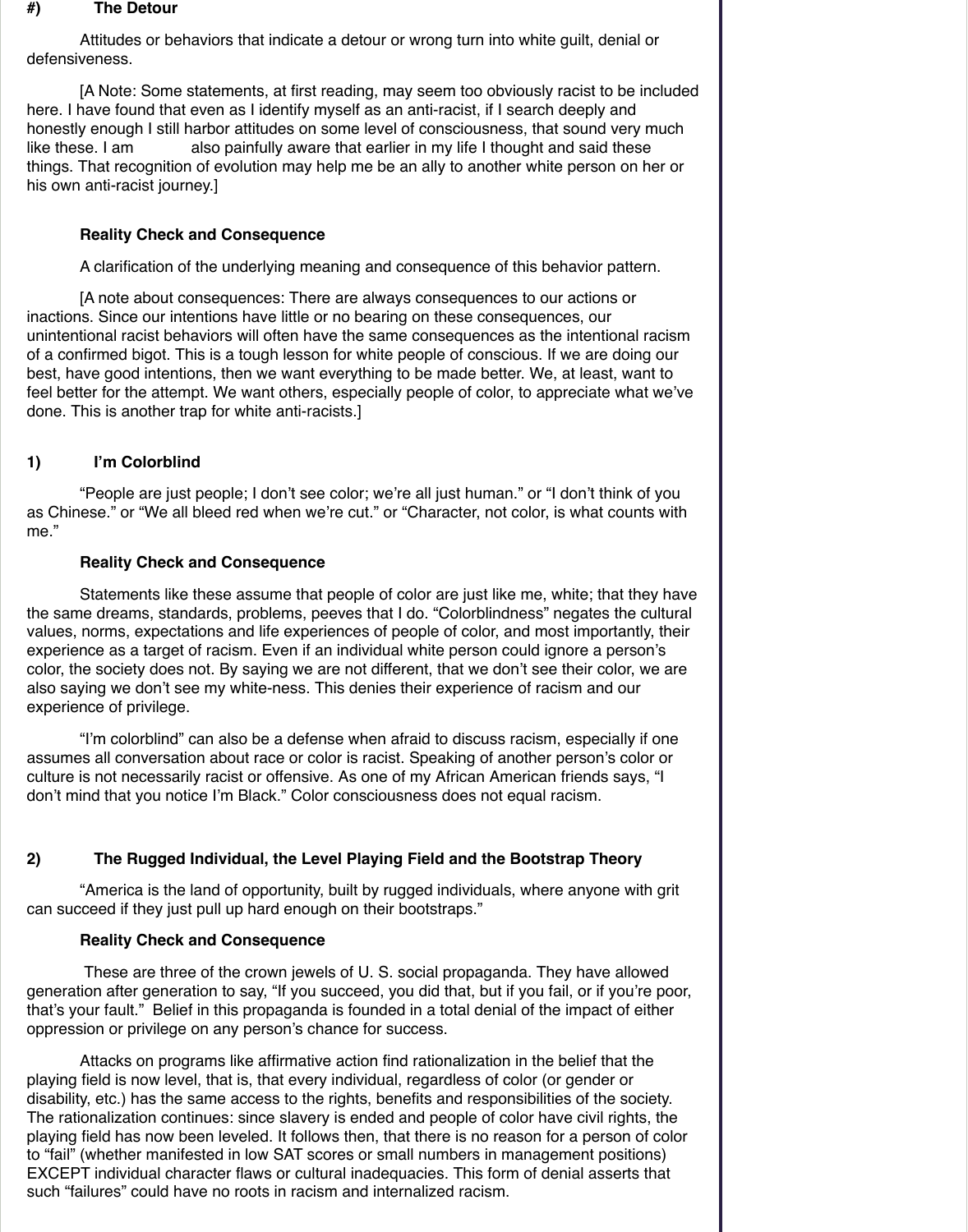#) **The Detour**

Attitudes or behaviors that indicate a detour or wrong turn into white guilt, denial or defensiveness.

[A Note: Some statements, at first reading, may seem too obviously racist to be included here. I have found that even as I identify myself as an anti-racist, if I search deeply and honestly enough I still harbor attitudes on some level of consciousness, that sound very much like these. I am also painfully aware that earlier in my life I thought and said these things. That recognition of evolution may help me be an ally to another white person on her or his own anti-racist journey.]

**Reality Check and Consequence**

A clarification of the underlying meaning and consequence of this behavior pattern.

[A note about consequences: There are always consequences to our actions or inactions. Since our intentions have little or no bearing on these consequences, our unintentional racist behaviors will often have the same consequences as the intentional racism of a confirmed bigot. This is a tough lesson for white people of conscious. If we are doing our best, have good intentions, then we want everything to be made better. We, at least, want to feel better for the attempt. We want others, especially people of color, to appreciate what we've done. This is another trap for white anti-racists.]

## 1) I'm Colorblind

"People are just people; I don't see color; we're all just human." or "I don't think of you as Chinese." or "We all bleed red when we're cut." or "Character, not color, is what counts with me."

**Reality Check and Consequence**

Statements like these assume that people of color are just like me, white; that they have the same dreams, standards, problems, peeves that I do. "Colorblindness" negates the cultural values, norms, expectations and life experiences of people of color, and most importantly, their experience as a target of racism. Even if an individual white person could ignore a person's color, the society does not. By saying we are not different, that we don't see their color, we are also saying we don't see my white-ness. This denies their experience of racism and our experience of privilege.

"I'm colorblind" can also be a defense when afraid to discuss racism, especially if one assumes all conversation about race or color is racist. Speaking of another person's color or culture is not necessarily racist or offensive. As one of my African American friends says, "I don't mind that you notice I'm Black." Color consciousness does not equal racism.

## 2) The Rugged Individual, the Level Playing Field and the Bootstrap Theory

"America is the land of opportunity, built by rugged individuals, where anyone with grit can succeed if they just pull up hard enough on their bootstraps."

**Reality Check and Consequence**

These are three of the crown jewels of U. S. social propaganda. They have allowed generation after generation to say, "If you succeed, you did that, but if you fail, or if you're poor, that's your fault." Belief in this propaganda is founded in a total denial of the impact of either oppression or privilege on any person's chance for success.

Attacks on programs like affirmative action find rationalization in the belief that the playing field is now level, that is, that every individual, regardless of color (or gender or disability, etc.) has the same access to the rights, benefits and responsibilities of the society. The rationalization continues: since slavery is ended and people of color have civil rights, the playing field has now been leveled. It follows then, that there is no reason for a person of color to "fail" (whether manifested in low SAT scores or small numbers in management positions) EXCEPT individual character flaws or cultural inadequacies. This form of denial asserts that such "failures" could have no roots in racism and internalized racism.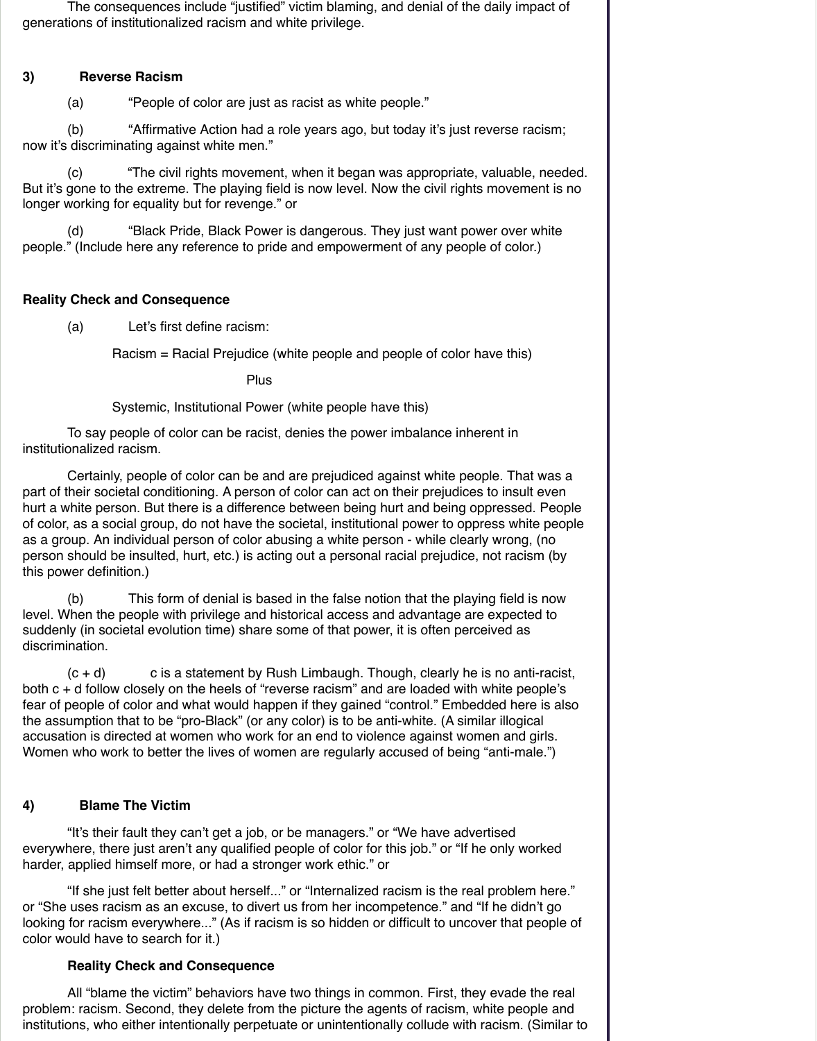The consequences include "justified" victim blaming, and denial of the daily impact of generations of institutionalized racism and white privilege.

**3) Reverse Racism**

(a) "People of color are just as racist as white people."

(b) "Affirmative Action had a role years ago, but today it's just reverse racism; now it's discriminating against white men."

(c) "The civil rights movement, when it began was appropriate, valuable, needed. But it's gone to the extreme. The playing field is now level. Now the civil rights movement is no longer working for equality but for revenge." or

(d) "Black Pride, Black Power is dangerous. They just want power over white people." (Include here any reference to pride and empowerment of any people of color.)

**Reality Check and Consequence**

(a) Let's first define racism:

Racism = Racial Prejudice (white people and people of color have this)

Plus

Systemic, Institutional Power (white people have this)

To say people of color can be racist, denies the power imbalance inherent in institutionalized racism.

Certainly, people of color can be and are prejudiced against white people. That was a part of their societal conditioning. A person of color can act on their prejudices to insult even hurt a white person. But there is a difference between being hurt and being oppressed. People of color, as a social group, do not have the societal, institutional power to oppress white people as a group. An individual person of color abusing a white person - while clearly wrong, (no person should be insulted, hurt, etc.) is acting out a personal racial prejudice, not racism (by this power definition.)

(b) This form of denial is based in the false notion that the playing field is now level. When the people with privilege and historical access and advantage are expected to suddenly (in societal evolution time) share some of that power, it is often perceived as discrimination.

(c + d) c is a statement by Rush Limbaugh. Though, clearly he is no anti-racist, both c + d follow closely on the heels of "reverse racism" and are loaded with white people's fear of people of color and what would happen if they gained "control." Embedded here is also the assumption that to be "pro-Black" (or any color) is to be anti-white. (A similar illogical accusation is directed at women who work for an end to violence against women and girls. Women who work to better the lives of women are regularly accused of being "anti-male.")

**4) Blame The Victim**

"It's their fault they can't get a job, or be managers." or "We have advertised everywhere, there just aren't any qualified people of color for this job." or "If he only worked harder, applied himself more, or had a stronger work ethic." or

"If she just felt better about herself..." or "Internalized racism is the real problem here." or "She uses racism as an excuse, to divert us from her incompetence." and "If he didn't go looking for racism everywhere..." (As if racism is so hidden or difficult to uncover that people of color would have to search for it.)

**Reality Check and Consequence**

All "blame the victim" behaviors have two things in common. First, they evade the real problem: racism. Second, they delete from the picture the agents of racism, white people and institutions, who either intentionally perpetuate or unintentionally collude with racism. (Similar to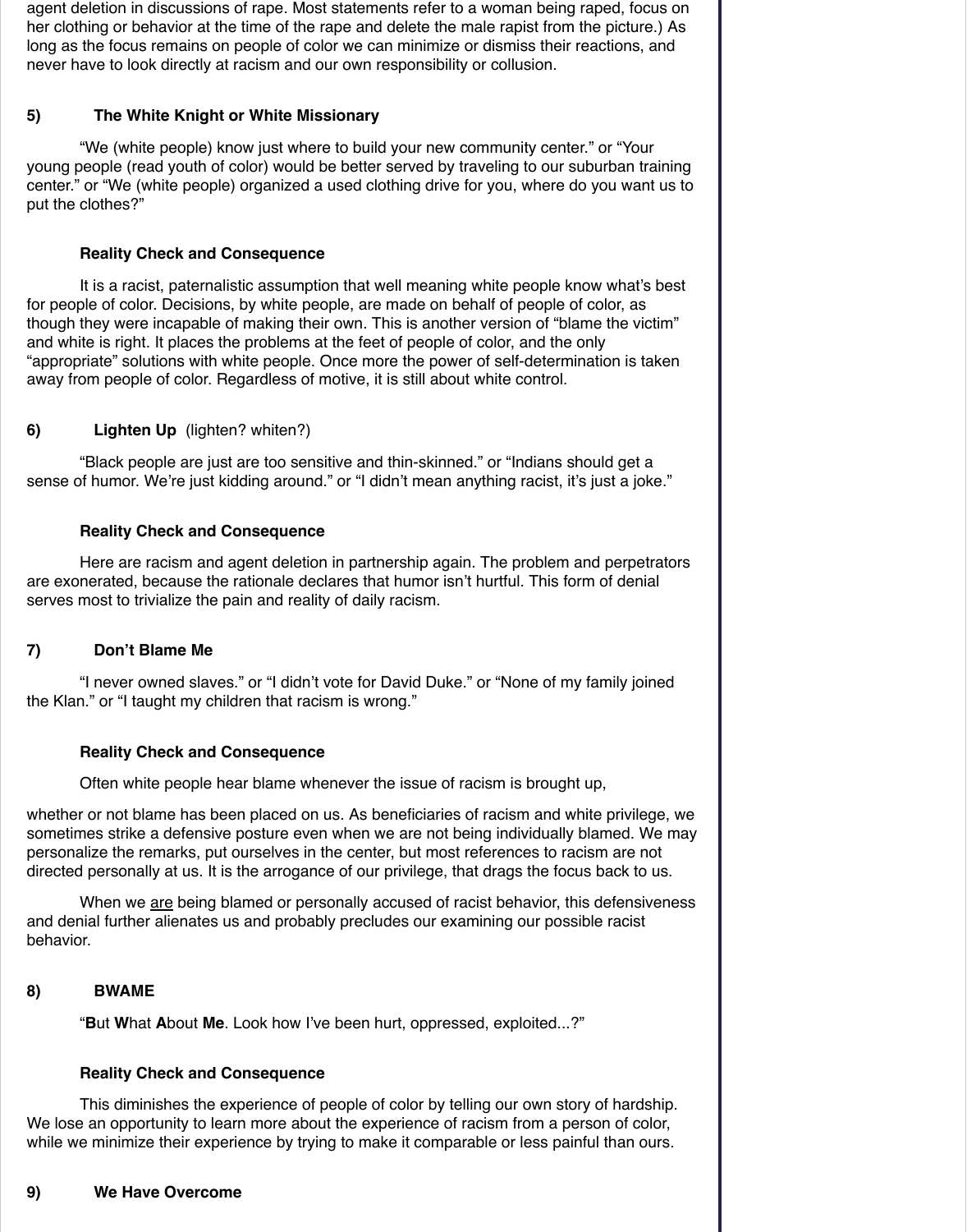agent deletion in discussions of rape. Most statements refer to a woman being raped, focus on her clothing or behavior at the time of the rape and delete the male rapist from the picture.) As long as the focus remains on people of color we can minimize or dismiss their reactions, and never have to look directly at racism and our own responsibility or collusion.

### 5) The White Knight or White Missionary

"We (white people) know just where to build your new community center." or "Your young people (read youth of color) would be better served by traveling to our suburban training center." or "We (white people) organized a used clothing drive for you, where do you want us to put the clothes?"

**Reality Check and Consequence**

It is a racist, paternalistic assumption that well meaning white people know what's best for people of color. Decisions, by white people, are made on behalf of people of color, as though they were incapable of making their own. This is another version of "blame the victim" and white is right. It places the problems at the feet of people of color, and the only "appropriate" solutions with white people. Once more the power of self-determination is taken away from people of color. Regardless of motive, it is still about white control.

### 6) Lighten Up (lighten? whiten?)

"Black people are just are too sensitive and thin-skinned." or "Indians should get a sense of humor. We're just kidding around." or "I didn't mean anything racist, it's just a joke."

**Reality Check and Consequence**

Here are racism and agent deletion in partnership again. The problem and perpetrators are exonerated, because the rationale declares that humor isn't hurtful. This form of denial serves most to trivialize the pain and reality of daily racism.

### 7) Don't Blame Me

"I never owned slaves." or "I didn't vote for David Duke." or "None of my family joined the Klan." or "I taught my children that racism is wrong."

**Reality Check and Consequence**

Often white people hear blame whenever the issue of racism is brought up, whether or not blame has been placed on us. As beneficiaries of racism and white privilege, we sometimes strike a defensive posture even when we are not being individually blamed. We may personalize the remarks, put ourselves in the center, but most references to racism are not directed personally at us. It is the arrogance of our privilege, that drags the focus back to us.

When we <u>are</u> being blamed or personally accused of racist behavior, this defensiveness and denial further alienates us and probably precludes our examining our possible racist behavior.

### 8) BWAME

"**B**ut **W**hat **A**bout **Me**. Look how I've been hurt, oppressed, exploited...?"

**Reality Check and Consequence**

This diminishes the experience of people of color by telling our own story of hardship. We lose an opportunity to learn more about the experience of racism from a person of color, while we minimize their experience by trying to make it comparable or less painful than ours.

### 9) We Have Overcome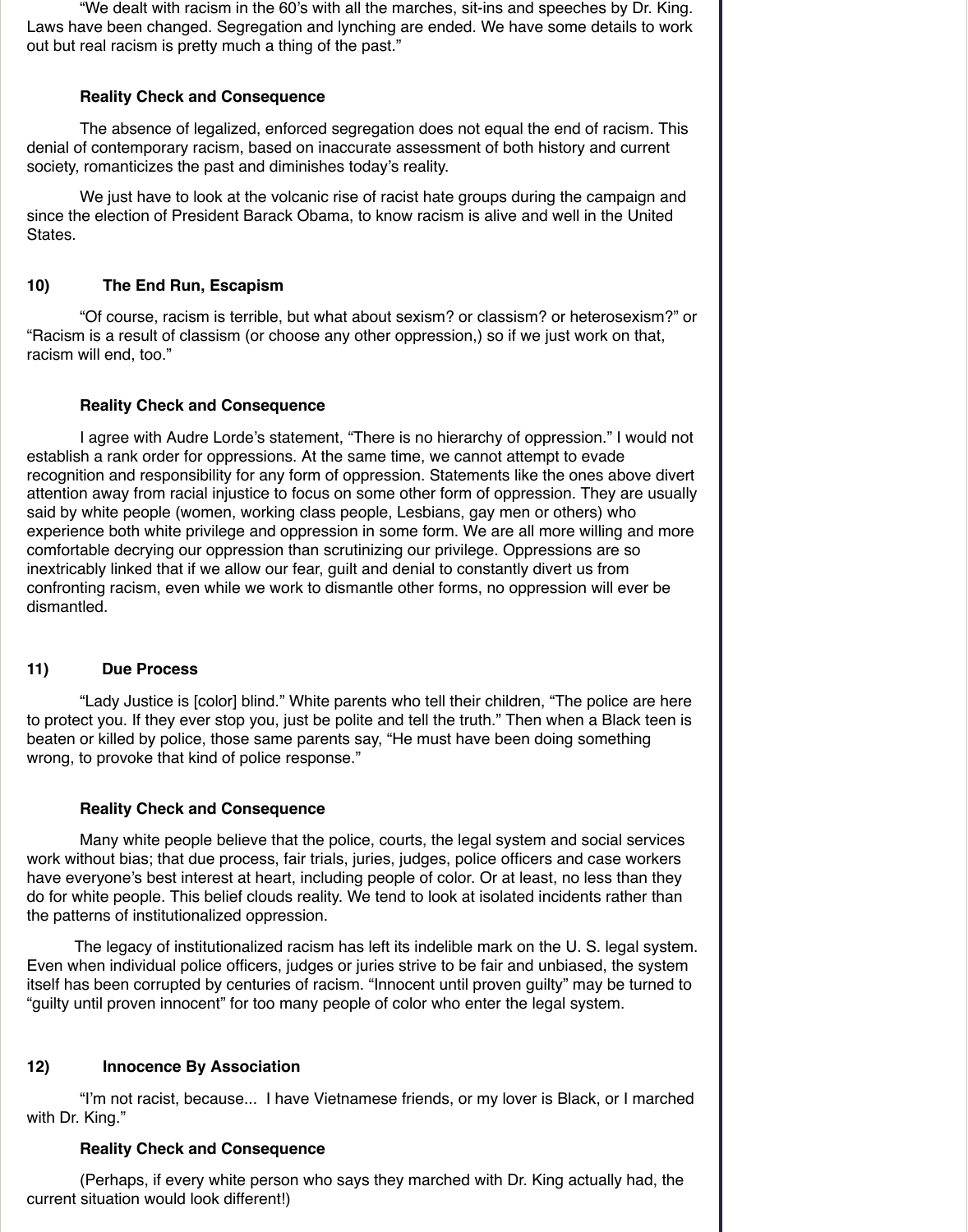"We dealt with racism in the 60's with all the marches, sit-ins and speeches by Dr. King. Laws have been changed. Segregation and lynching are ended. We have some details to work out but real racism is pretty much a thing of the past."

**Reality Check and Consequence**

The absence of legalized, enforced segregation does not equal the end of racism. This denial of contemporary racism, based on inaccurate assessment of both history and current society, romanticizes the past and diminishes today's reality.

We just have to look at the volcanic rise of racist hate groups during the campaign and since the election of President Barack Obama, to know racism is alive and well in the United States.

### 10) The End Run, Escapism

"Of course, racism is terrible, but what about sexism? or classism? or heterosexism?" or "Racism is a result of classism (or choose any other oppression,) so if we just work on that, racism will end, too."

**Reality Check and Consequence**

I agree with Audre Lorde's statement, "There is no hierarchy of oppression." I would not establish a rank order for oppressions. At the same time, we cannot attempt to evade recognition and responsibility for any form of oppression. Statements like the ones above divert attention away from racial injustice to focus on some other form of oppression. They are usually said by white people (women, working class people, Lesbians, gay men or others) who experience both white privilege and oppression in some form. We are all more willing and more comfortable decrying our oppression than scrutinizing our privilege. Oppressions are so inextricably linked that if we allow our fear, guilt and denial to constantly divert us from confronting racism, even while we work to dismantle other forms, no oppression will ever be dismantled.

### 11) Due Process

"Lady Justice is [color] blind." White parents who tell their children, "The police are here to protect you. If they ever stop you, just be polite and tell the truth." Then when a Black teen is beaten or killed by police, those same parents say, "He must have been doing something wrong, to provoke that kind of police response."

**Reality Check and Consequence**

Many white people believe that the police, courts, the legal system and social services work without bias; that due process, fair trials, juries, judges, police officers and case workers have everyone's best interest at heart, including people of color. Or at least, no less than they do for white people. This belief clouds reality. We tend to look at isolated incidents rather than the patterns of institutionalized oppression.

The legacy of institutionalized racism has left its indelible mark on the U. S. legal system. Even when individual police officers, judges or juries strive to be fair and unbiased, the system itself has been corrupted by centuries of racism. "Innocent until proven guilty" may be turned to "guilty until proven innocent" for too many people of color who enter the legal system.

### 12) Innocence By Association

"I'm not racist, because... I have Vietnamese friends, or my lover is Black, or I marched with Dr. King."

**Reality Check and Consequence**

(Perhaps, if every white person who says they marched with Dr. King actually had, the current situation would look different!)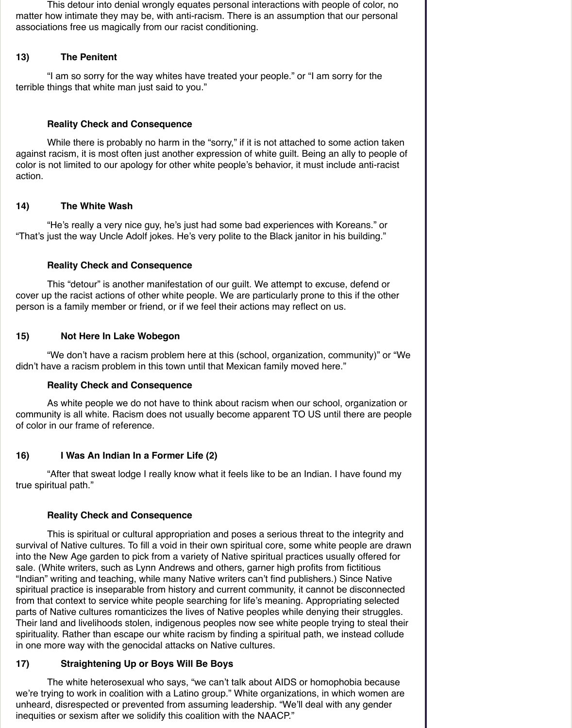This detour into denial wrongly equates personal interactions with people of color, no matter how intimate they may be, with anti-racism. There is an assumption that our personal associations free us magically from our racist conditioning.

### 13) The Penitent

"I am so sorry for the way whites have treated your people." or "I am sorry for the terrible things that white man just said to you."

**Reality Check and Consequence**

While there is probably no harm in the "sorry," if it is not attached to some action taken against racism, it is most often just another expression of white guilt. Being an ally to people of color is not limited to our apology for other white people's behavior, it must include anti-racist action.

### 14) The White Wash

"He's really a very nice guy, he's just had some bad experiences with Koreans." or "That's just the way Uncle Adolf jokes. He's very polite to the Black janitor in his building."

**Reality Check and Consequence**

This "detour" is another manifestation of our guilt. We attempt to excuse, defend or cover up the racist actions of other white people. We are particularly prone to this if the other person is a family member or friend, or if we feel their actions may reflect on us.

### 15) Not Here In Lake Wobegon

"We don't have a racism problem here at this (school, organization, community)" or "We didn't have a racism problem in this town until that Mexican family moved here."

**Reality Check and Consequence**

As white people we do not have to think about racism when our school, organization or community is all white. Racism does not usually become apparent TO US until there are people of color in our frame of reference.

### 16) I Was An Indian In a Former Life (2)

"After that sweat lodge I really know what it feels like to be an Indian. I have found my true spiritual path."

**Reality Check and Consequence**

This is spiritual or cultural appropriation and poses a serious threat to the integrity and survival of Native cultures. To fill a void in their own spiritual core, some white people are drawn into the New Age garden to pick from a variety of Native spiritual practices usually offered for sale. (White writers, such as Lynn Andrews and others, garner high profits from fictitious "Indian" writing and teaching, while many Native writers can't find publishers.) Since Native spiritual practice is inseparable from history and current community, it cannot be disconnected from that context to service white people searching for life's meaning. Appropriating selected parts of Native cultures romanticizes the lives of Native peoples while denying their struggles. Their land and livelihoods stolen, indigenous peoples now see white people trying to steal their spirituality. Rather than escape our white racism by finding a spiritual path, we instead collude in one more way with the genocidal attacks on Native cultures.

### 17) Straightening Up or Boys Will Be Boys

The white heterosexual who says, "we can't talk about AIDS or homophobia because we're trying to work in coalition with a Latino group." White organizations, in which women are unheard, disrespected or prevented from assuming leadership. "We'll deal with any gender inequities or sexism after we solidify this coalition with the NAACP."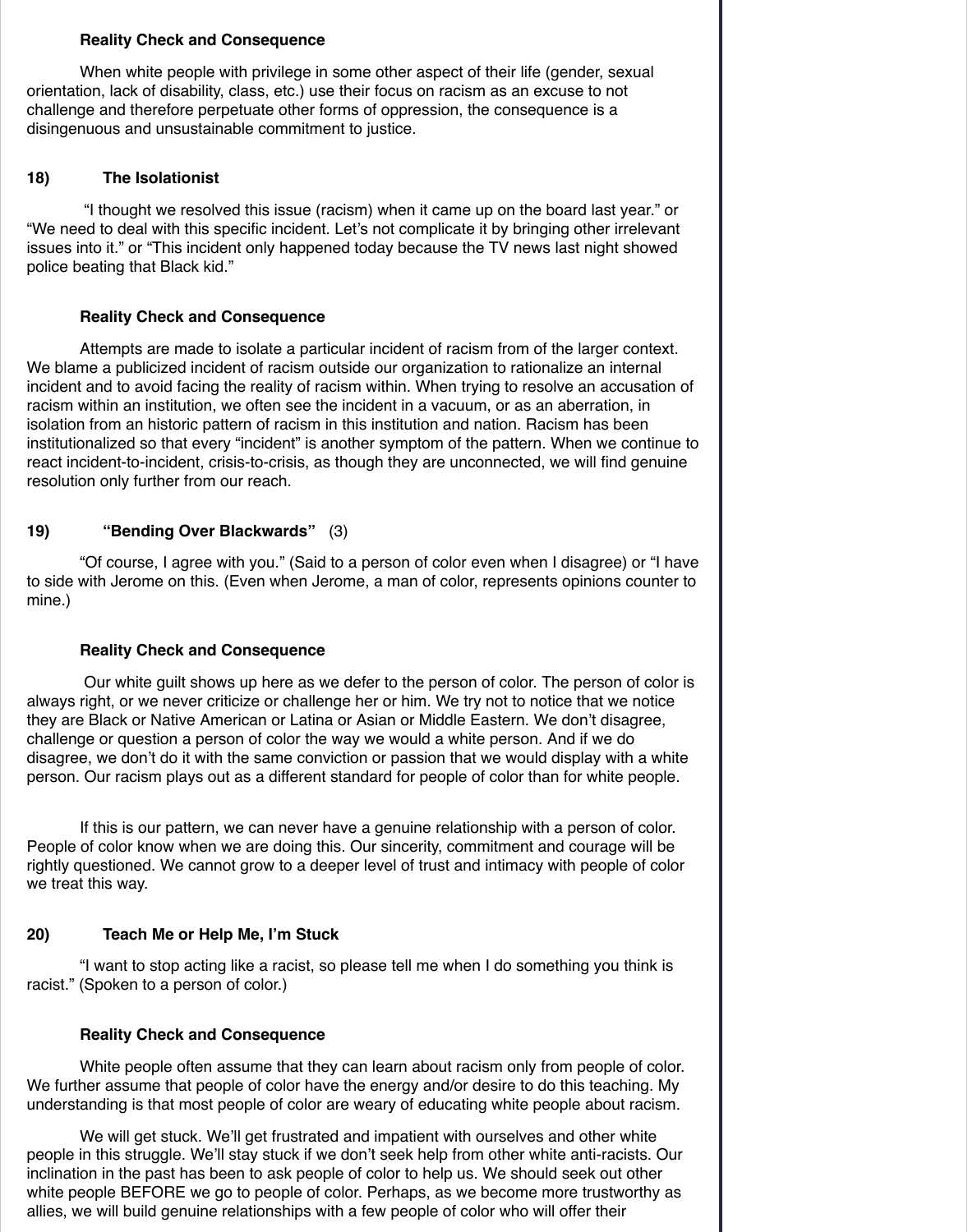**Reality Check and Consequence**

When white people with privilege in some other aspect of their life (gender, sexual orientation, lack of disability, class, etc.) use their focus on racism as an excuse to not challenge and therefore perpetuate other forms of oppression, the consequence is a disingenuous and unsustainable commitment to justice.

**18) The Isolationist**

"I thought we resolved this issue (racism) when it came up on the board last year." or "We need to deal with this specific incident. Let's not complicate it by bringing other irrelevant issues into it." or "This incident only happened today because the TV news last night showed police beating that Black kid."

**Reality Check and Consequence**

Attempts are made to isolate a particular incident of racism from of the larger context. We blame a publicized incident of racism outside our organization to rationalize an internal incident and to avoid facing the reality of racism within. When trying to resolve an accusation of racism within an institution, we often see the incident in a vacuum, or as an aberration, in isolation from an historic pattern of racism in this institution and nation. Racism has been institutionalized so that every "incident" is another symptom of the pattern. When we continue to react incident-to-incident, crisis-to-crisis, as though they are unconnected, we will find genuine resolution only further from our reach.

**19) "Bending Over Blackwards"** (3)

"Of course, I agree with you." (Said to a person of color even when I disagree) or "I have to side with Jerome on this. (Even when Jerome, a man of color, represents opinions counter to mine.)

**Reality Check and Consequence**

Our white guilt shows up here as we defer to the person of color. The person of color is always right, or we never criticize or challenge her or him. We try not to notice that we notice they are Black or Native American or Latina or Asian or Middle Eastern. We don't disagree, challenge or question a person of color the way we would a white person. And if we do disagree, we don't do it with the same conviction or passion that we would display with a white person. Our racism plays out as a different standard for people of color than for white people.

If this is our pattern, we can never have a genuine relationship with a person of color. People of color know when we are doing this. Our sincerity, commitment and courage will be rightly questioned. We cannot grow to a deeper level of trust and intimacy with people of color we treat this way.

**20) Teach Me or Help Me, I'm Stuck**

"I want to stop acting like a racist, so please tell me when I do something you think is racist." (Spoken to a person of color.)

**Reality Check and Consequence**

White people often assume that they can learn about racism only from people of color. We further assume that people of color have the energy and/or desire to do this teaching. My understanding is that most people of color are weary of educating white people about racism.

We will get stuck. We'll get frustrated and impatient with ourselves and other white people in this struggle. We'll stay stuck if we don't seek help from other white anti-racists. Our inclination in the past has been to ask people of color to help us. We should seek out other white people BEFORE we go to people of color. Perhaps, as we become more trustworthy as allies, we will build genuine relationships with a few people of color who will offer their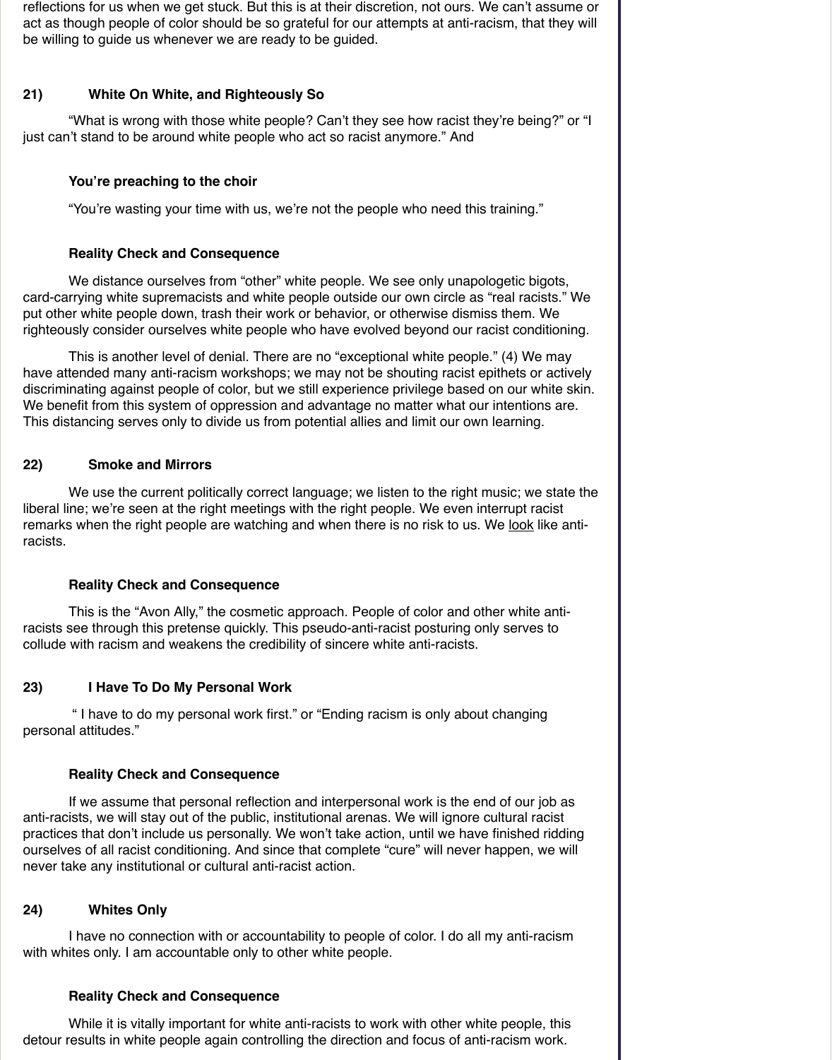reflections for us when we get stuck. But this is at their discretion, not ours. We can't assume or act as though people of color should be so grateful for our attempts at anti-racism, that they will be willing to guide us whenever we are ready to be guided.

## 21) White On White, and Righteously So

"What is wrong with those white people? Can't they see how racist they're being?" or "I just can't stand to be around white people who act so racist anymore." And

**You're preaching to the choir**

"You're wasting your time with us, we're not the people who need this training."

**Reality Check and Consequence**

We distance ourselves from "other" white people. We see only unapologetic bigots, card-carrying white supremacists and white people outside our own circle as "real racists." We put other white people down, trash their work or behavior, or otherwise dismiss them. We righteously consider ourselves white people who have evolved beyond our racist conditioning.

This is another level of denial. There are no "exceptional white people." (4) We may have attended many anti-racism workshops; we may not be shouting racist epithets or actively discriminating against people of color, but we still experience privilege based on our white skin. We benefit from this system of oppression and advantage no matter what our intentions are. This distancing serves only to divide us from potential allies and limit our own learning.

## 22) Smoke and Mirrors

We use the current politically correct language; we listen to the right music; we state the liberal line; we're seen at the right meetings with the right people. We even interrupt racist remarks when the right people are watching and when there is no risk to us. We <u>look</u> like anti-racists.

**Reality Check and Consequence**

This is the "Avon Ally," the cosmetic approach. People of color and other white anti-racists see through this pretense quickly. This pseudo-anti-racist posturing only serves to collude with racism and weakens the credibility of sincere white anti-racists.

## 23) I Have To Do My Personal Work

" I have to do my personal work first." or "Ending racism is only about changing personal attitudes."

**Reality Check and Consequence**

If we assume that personal reflection and interpersonal work is the end of our job as anti-racists, we will stay out of the public, institutional arenas. We will ignore cultural racist practices that don't include us personally. We won't take action, until we have finished ridding ourselves of all racist conditioning. And since that complete "cure" will never happen, we will never take any institutional or cultural anti-racist action.

## 24) Whites Only

I have no connection with or accountability to people of color. I do all my anti-racism with whites only. I am accountable only to other white people.

**Reality Check and Consequence**

While it is vitally important for white anti-racists to work with other white people, this detour results in white people again controlling the direction and focus of anti-racism work.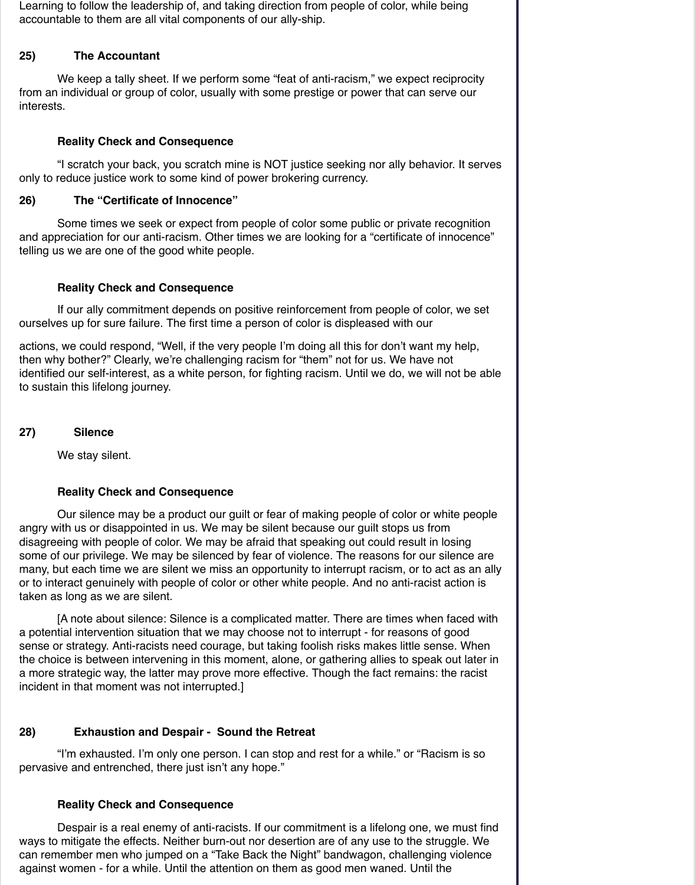Learning to follow the leadership of, and taking direction from people of color, while being accountable to them are all vital components of our ally-ship.

### 25) The Accountant

We keep a tally sheet. If we perform some "feat of anti-racism," we expect reciprocity from an individual or group of color, usually with some prestige or power that can serve our interests.

**Reality Check and Consequence**

"I scratch your back, you scratch mine is NOT justice seeking nor ally behavior. It serves only to reduce justice work to some kind of power brokering currency.

### 26) The "Certificate of Innocence"

Some times we seek or expect from people of color some public or private recognition and appreciation for our anti-racism. Other times we are looking for a "certificate of innocence" telling us we are one of the good white people.

**Reality Check and Consequence**

If our ally commitment depends on positive reinforcement from people of color, we set ourselves up for sure failure. The first time a person of color is displeased with our actions, we could respond, "Well, if the very people I'm doing all this for don't want my help, then why bother?" Clearly, we're challenging racism for "them" not for us. We have not identified our self-interest, as a white person, for fighting racism. Until we do, we will not be able to sustain this lifelong journey.

### 27) Silence

We stay silent.

**Reality Check and Consequence**

Our silence may be a product our guilt or fear of making people of color or white people angry with us or disappointed in us. We may be silent because our guilt stops us from disagreeing with people of color. We may be afraid that speaking out could result in losing some of our privilege. We may be silenced by fear of violence. The reasons for our silence are many, but each time we are silent we miss an opportunity to interrupt racism, or to act as an ally or to interact genuinely with people of color or other white people. And no anti-racist action is taken as long as we are silent.

[A note about silence: Silence is a complicated matter. There are times when faced with a potential intervention situation that we may choose not to interrupt - for reasons of good sense or strategy. Anti-racists need courage, but taking foolish risks makes little sense. When the choice is between intervening in this moment, alone, or gathering allies to speak out later in a more strategic way, the latter may prove more effective. Though the fact remains: the racist incident in that moment was not interrupted.]

### 28) Exhaustion and Despair - Sound the Retreat

"I'm exhausted. I'm only one person. I can stop and rest for a while." or "Racism is so pervasive and entrenched, there just isn't any hope."

**Reality Check and Consequence**

Despair is a real enemy of anti-racists. If our commitment is a lifelong one, we must find ways to mitigate the effects. Neither burn-out nor desertion are of any use to the struggle. We can remember men who jumped on a "Take Back the Night" bandwagon, challenging violence against women - for a while. Until the attention on them as good men waned. Until the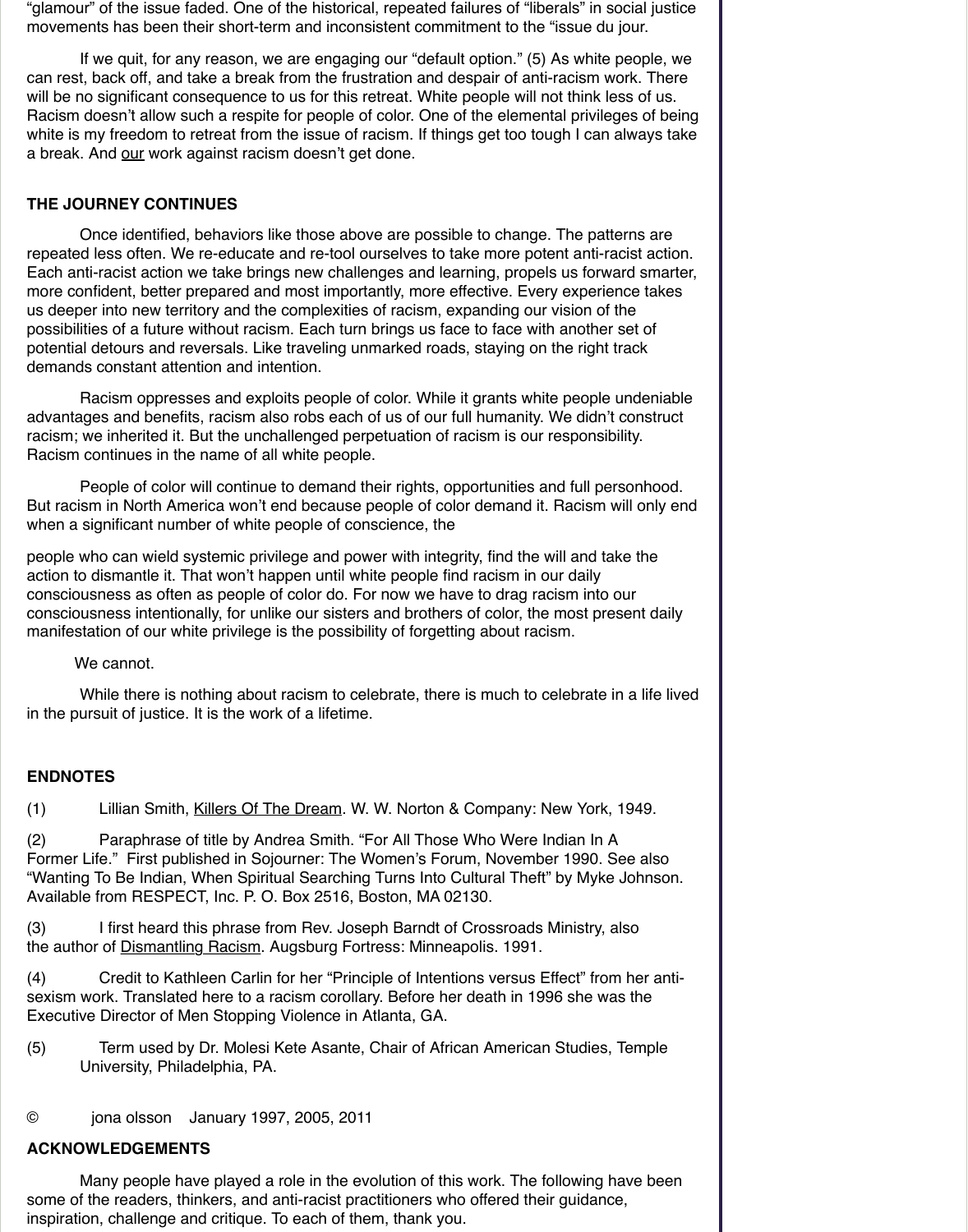"glamour" of the issue faded. One of the historical, repeated failures of "liberals" in social justice movements has been their short-term and inconsistent commitment to the "issue du jour.

If we quit, for any reason, we are engaging our "default option." (5) As white people, we can rest, back off, and take a break from the frustration and despair of anti-racism work. There will be no significant consequence to us for this retreat. White people will not think less of us. Racism doesn't allow such a respite for people of color. One of the elemental privileges of being white is my freedom to retreat from the issue of racism. If things get too tough I can always take a break. And <u>our</u> work against racism doesn't get done.

## THE JOURNEY CONTINUES

Once identified, behaviors like those above are possible to change. The patterns are repeated less often. We re-educate and re-tool ourselves to take more potent anti-racist action. Each anti-racist action we take brings new challenges and learning, propels us forward smarter, more confident, better prepared and most importantly, more effective. Every experience takes us deeper into new territory and the complexities of racism, expanding our vision of the possibilities of a future without racism. Each turn brings us face to face with another set of potential detours and reversals. Like traveling unmarked roads, staying on the right track demands constant attention and intention.

Racism oppresses and exploits people of color. While it grants white people undeniable advantages and benefits, racism also robs each of us of our full humanity. We didn't construct racism; we inherited it. But the unchallenged perpetuation of racism is our responsibility. Racism continues in the name of all white people.

People of color will continue to demand their rights, opportunities and full personhood. But racism in North America won't end because people of color demand it. Racism will only end when a significant number of white people of conscience, the people who can wield systemic privilege and power with integrity, find the will and take the action to dismantle it. That won't happen until white people find racism in our daily consciousness as often as people of color do. For now we have to drag racism into our consciousness intentionally, for unlike our sisters and brothers of color, the most present daily manifestation of our white privilege is the possibility of forgetting about racism.

We cannot.

While there is nothing about racism to celebrate, there is much to celebrate in a life lived in the pursuit of justice. It is the work of a lifetime.

## ENDNOTES

(1) Lillian Smith, <u>Killers Of The Dream</u>. W. W. Norton & Company: New York, 1949.

(2) Paraphrase of title by Andrea Smith. "For All Those Who Were Indian In A Former Life." First published in Sojourner: The Women's Forum, November 1990. See also "Wanting To Be Indian, When Spiritual Searching Turns Into Cultural Theft" by Myke Johnson. Available from RESPECT, Inc. P. O. Box 2516, Boston, MA 02130.

(3) I first heard this phrase from Rev. Joseph Barndt of Crossroads Ministry, also the author of <u>Dismantling Racism</u>. Augsburg Fortress: Minneapolis. 1991.

(4) Credit to Kathleen Carlin for her "Principle of Intentions versus Effect" from her anti-sexism work. Translated here to a racism corollary. Before her death in 1996 she was the Executive Director of Men Stopping Violence in Atlanta, GA.

(5) Term used by Dr. Molesi Kete Asante, Chair of African American Studies, Temple University, Philadelphia, PA.

© jona olsson January 1997, 2005, 2011

## ACKNOWLEDGEMENTS

Many people have played a role in the evolution of this work. The following have been some of the readers, thinkers, and anti-racist practitioners who offered their guidance, inspiration, challenge and critique. To each of them, thank you.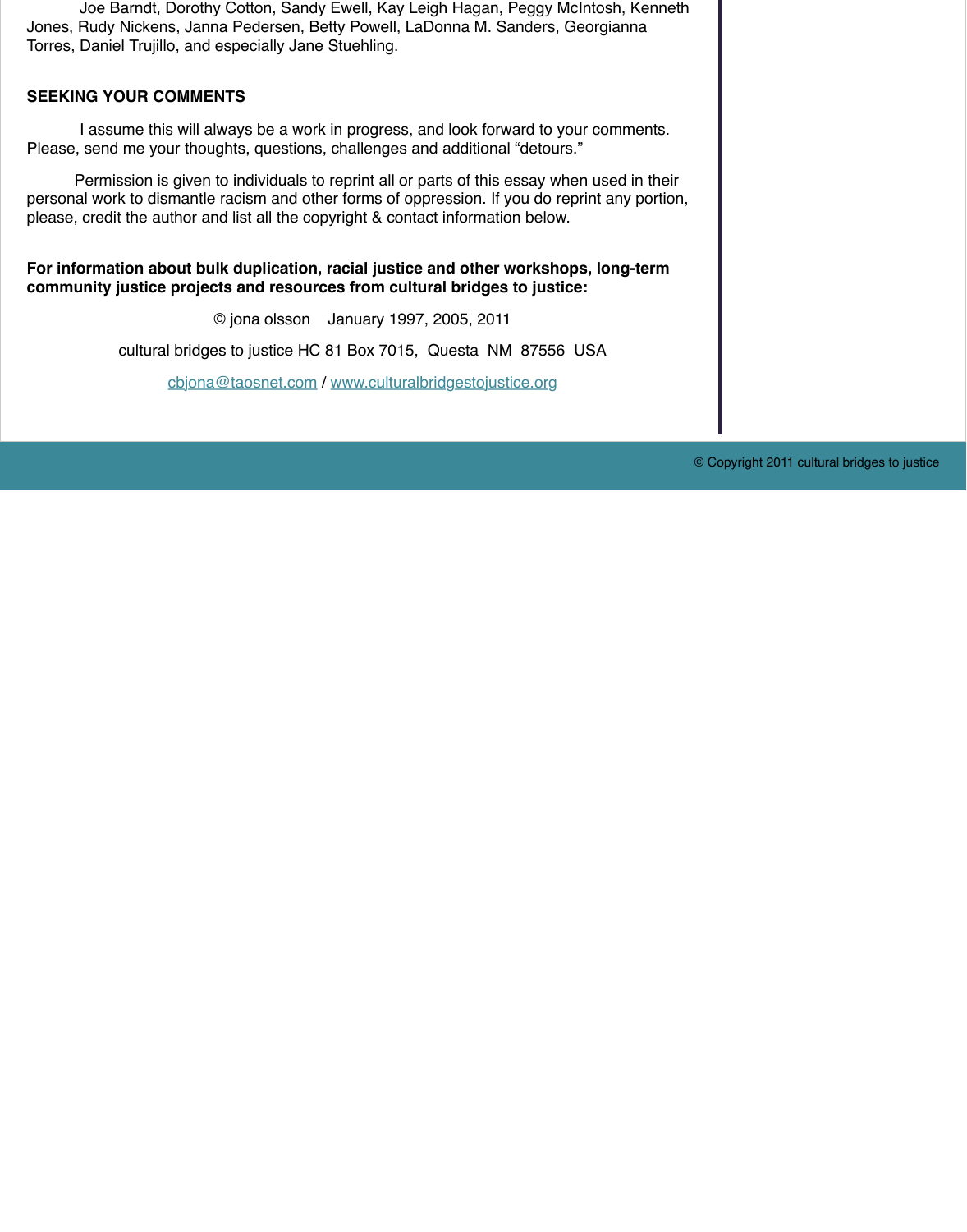Joe Barndt, Dorothy Cotton, Sandy Ewell, Kay Leigh Hagan, Peggy McIntosh, Kenneth Jones, Rudy Nickens, Janna Pedersen, Betty Powell, LaDonna M. Sanders, Georgianna Torres, Daniel Trujillo, and especially Jane Stuehling.

## SEEKING YOUR COMMENTS

I assume this will always be a work in progress, and look forward to your comments. Please, send me your thoughts, questions, challenges and additional "detours."

Permission is given to individuals to reprint all or parts of this essay when used in their personal work to dismantle racism and other forms of oppression. If you do reprint any portion, please, credit the author and list all the copyright & contact information below.

**For information about bulk duplication, racial justice and other workshops, long-term community justice projects and resources from cultural bridges to justice:**

© jona olsson January 1997, 2005, 2011

cultural bridges to justice HC 81 Box 7015, Questa NM 87556 USA

cbjona@taosnet.com / www.culturalbridgestojustice.org

© Copyright 2011 cultural bridges to justice